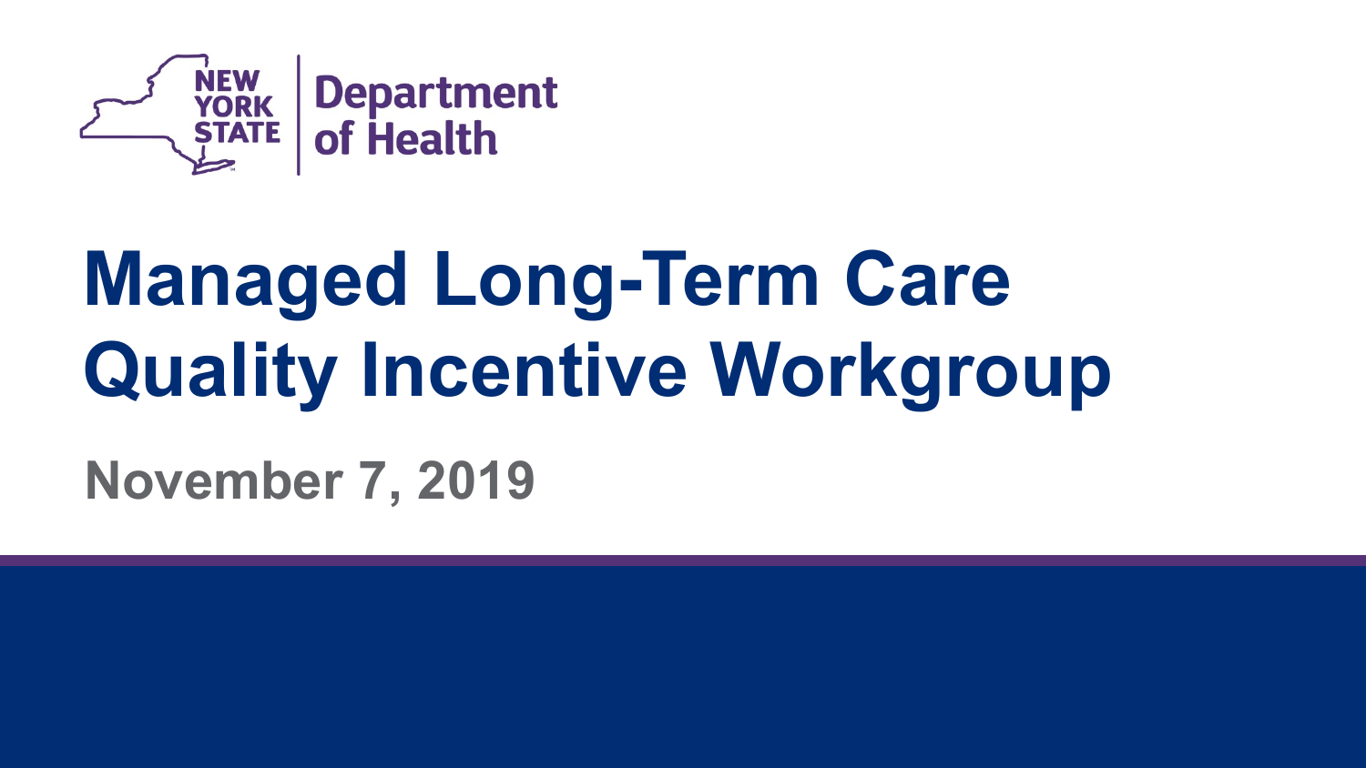NEW YORK STATE | Department of Health

# Managed Long-Term Care Quality Incentive Workgroup

November 7, 2019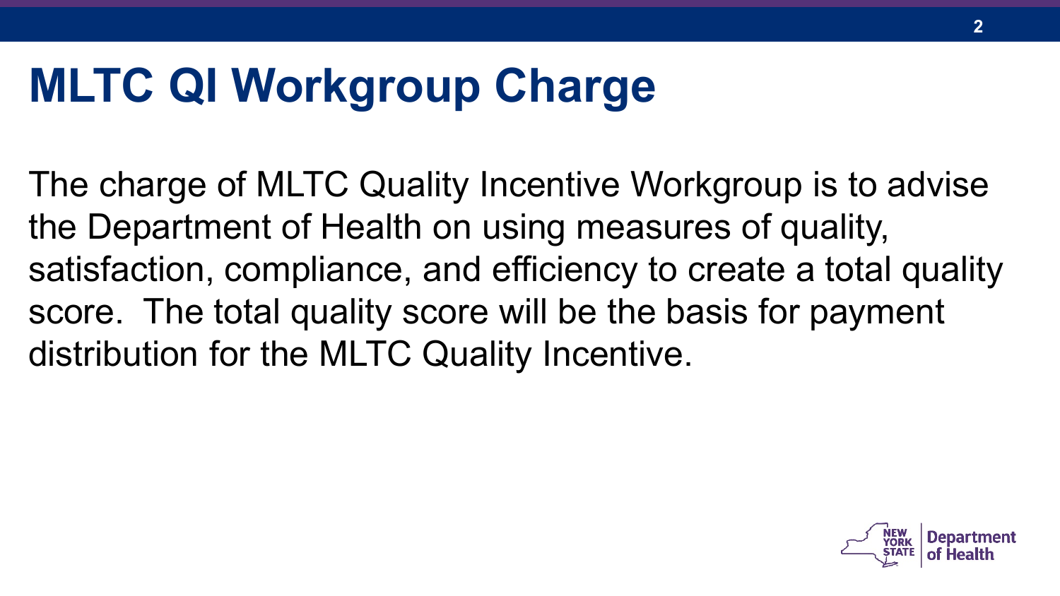# MLTC QI Workgroup Charge

The charge of MLTC Quality Incentive Workgroup is to advise the Department of Health on using measures of quality, satisfaction, compliance, and efficiency to create a total quality score. The total quality score will be the basis for payment distribution for the MLTC Quality Incentive.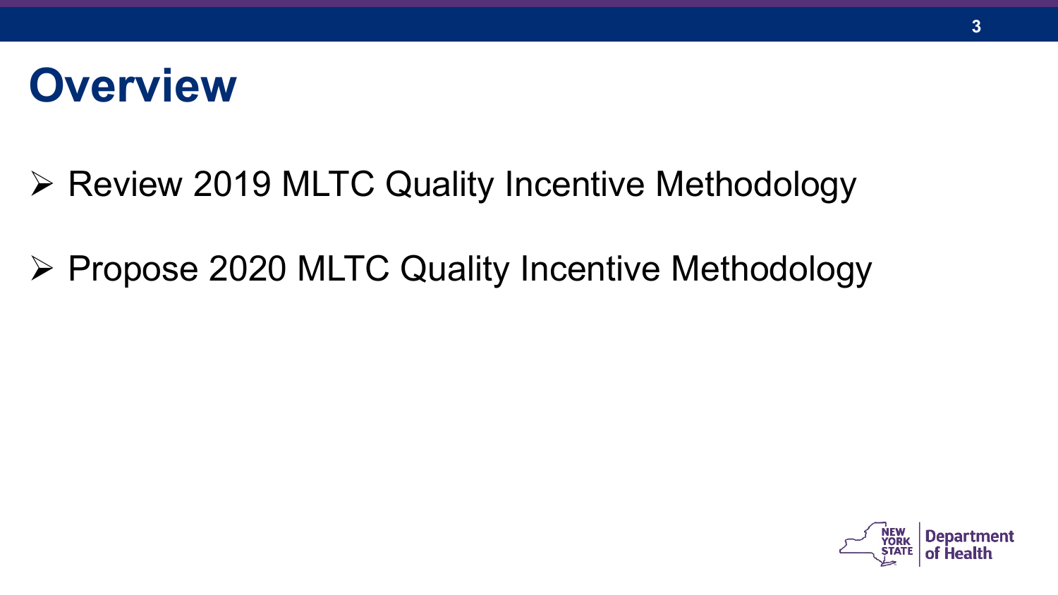# Overview

- Review 2019 MLTC Quality Incentive Methodology
- Propose 2020 MLTC Quality Incentive Methodology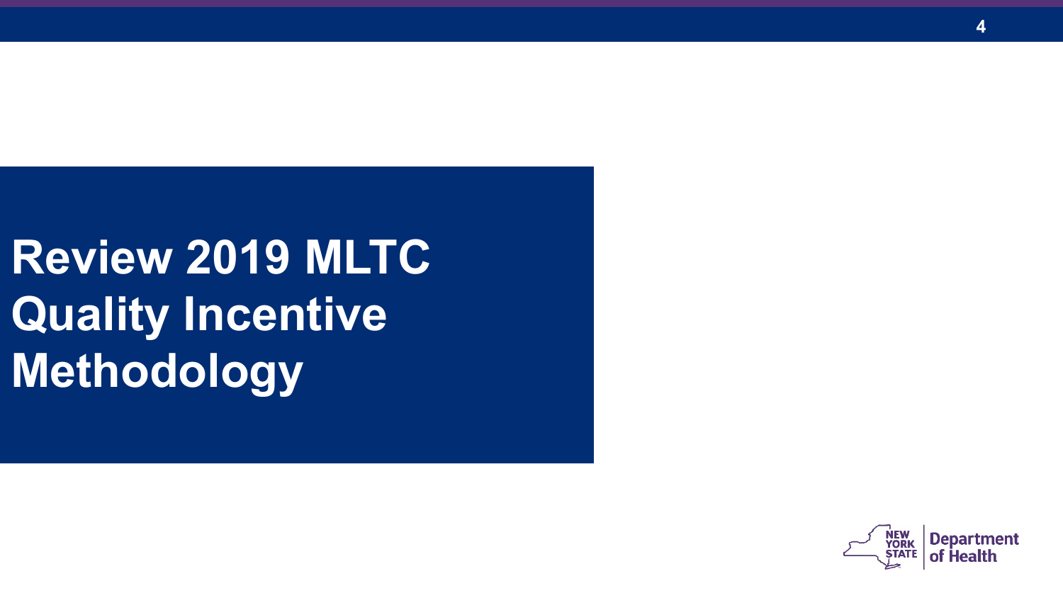# Review 2019 MLTC Quality Incentive Methodology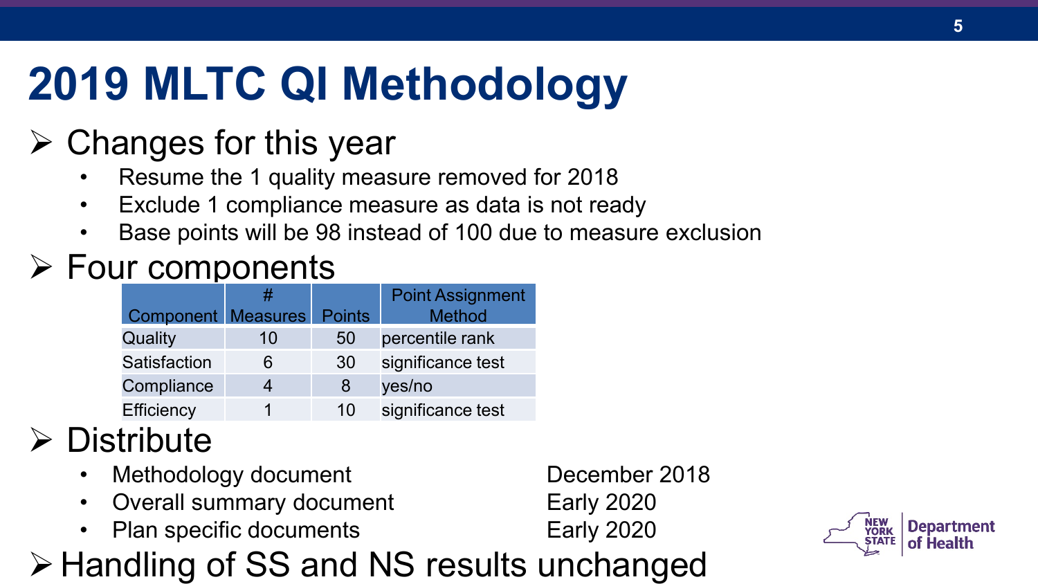# 2019 MLTC QI Methodology

## Changes for this year

- Resume the 1 quality measure removed for 2018
- Exclude 1 compliance measure as data is not ready
- Base points will be 98 instead of 100 due to measure exclusion

## Four components

| Component | # Measures | Points | Point Assignment Method |
|---|---|---|---|
| Quality | 10 | 50 | percentile rank |
| Satisfaction | 6 | 30 | significance test |
| Compliance | 4 | 8 | yes/no |
| Efficiency | 1 | 10 | significance test |

## Distribute

- Methodology document — December 2018
- Overall summary document — Early 2020
- Plan specific documents — Early 2020

## Handling of SS and NS results unchanged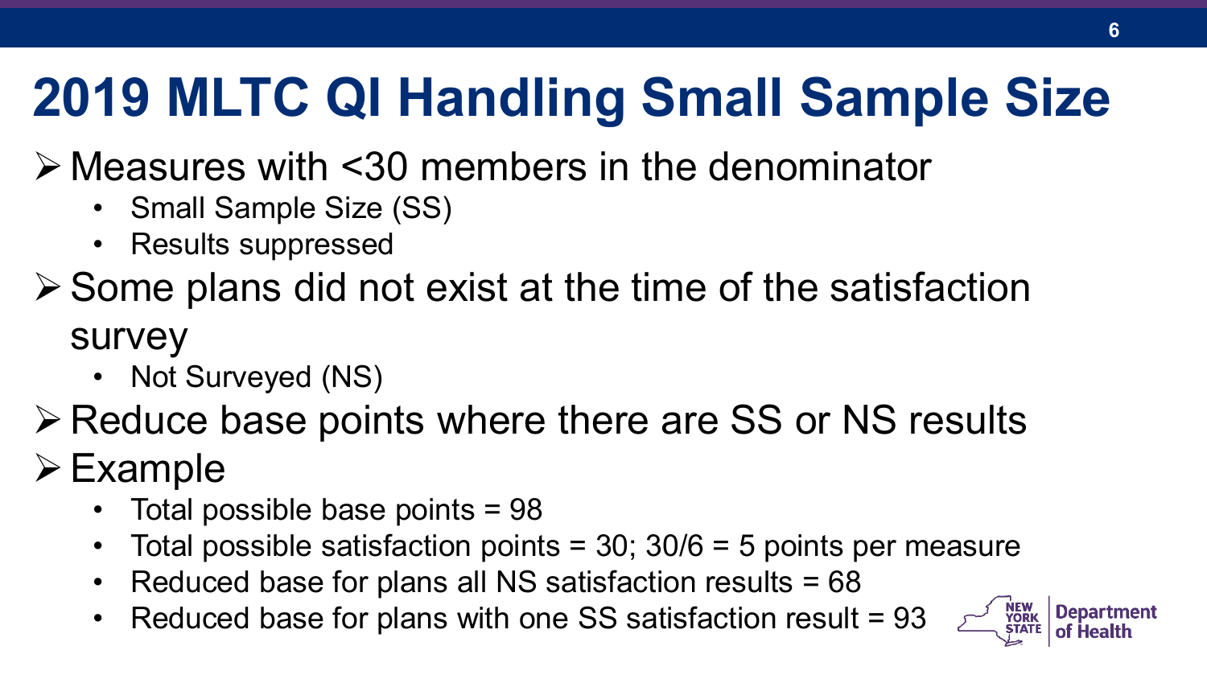# 2019 MLTC QI Handling Small Sample Size

- Measures with <30 members in the denominator
  - Small Sample Size (SS)
  - Results suppressed
- Some plans did not exist at the time of the satisfaction survey
  - Not Surveyed (NS)
- Reduce base points where there are SS or NS results
- Example
  - Total possible base points = 98
  - Total possible satisfaction points = 30; 30/6 = 5 points per measure
  - Reduced base for plans all NS satisfaction results = 68
  - Reduced base for plans with one SS satisfaction result = 93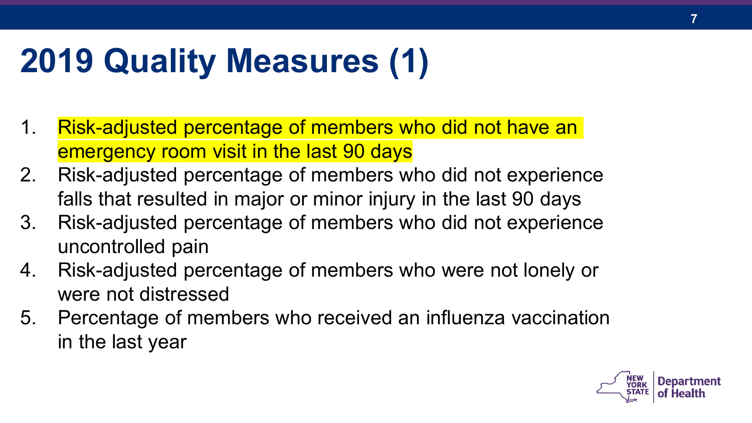# 2019 Quality Measures (1)

1. Risk-adjusted percentage of members who did not have an emergency room visit in the last 90 days
2. Risk-adjusted percentage of members who did not experience falls that resulted in major or minor injury in the last 90 days
3. Risk-adjusted percentage of members who did not experience uncontrolled pain
4. Risk-adjusted percentage of members who were not lonely or were not distressed
5. Percentage of members who received an influenza vaccination in the last year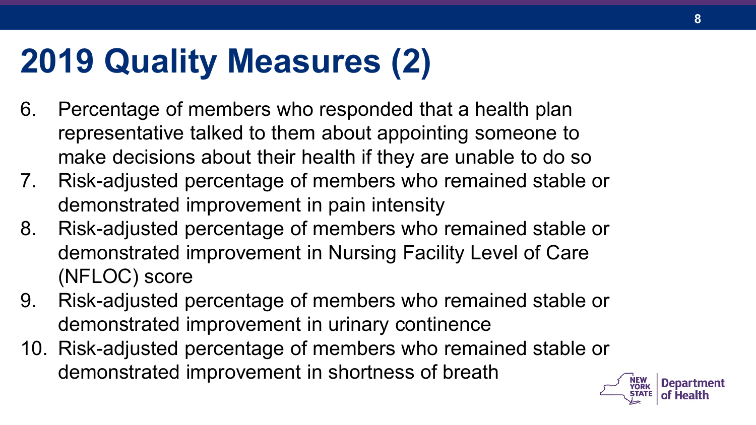# 2019 Quality Measures (2)

6. Percentage of members who responded that a health plan representative talked to them about appointing someone to make decisions about their health if they are unable to do so
7. Risk-adjusted percentage of members who remained stable or demonstrated improvement in pain intensity
8. Risk-adjusted percentage of members who remained stable or demonstrated improvement in Nursing Facility Level of Care (NFLOC) score
9. Risk-adjusted percentage of members who remained stable or demonstrated improvement in urinary continence
10. Risk-adjusted percentage of members who remained stable or demonstrated improvement in shortness of breath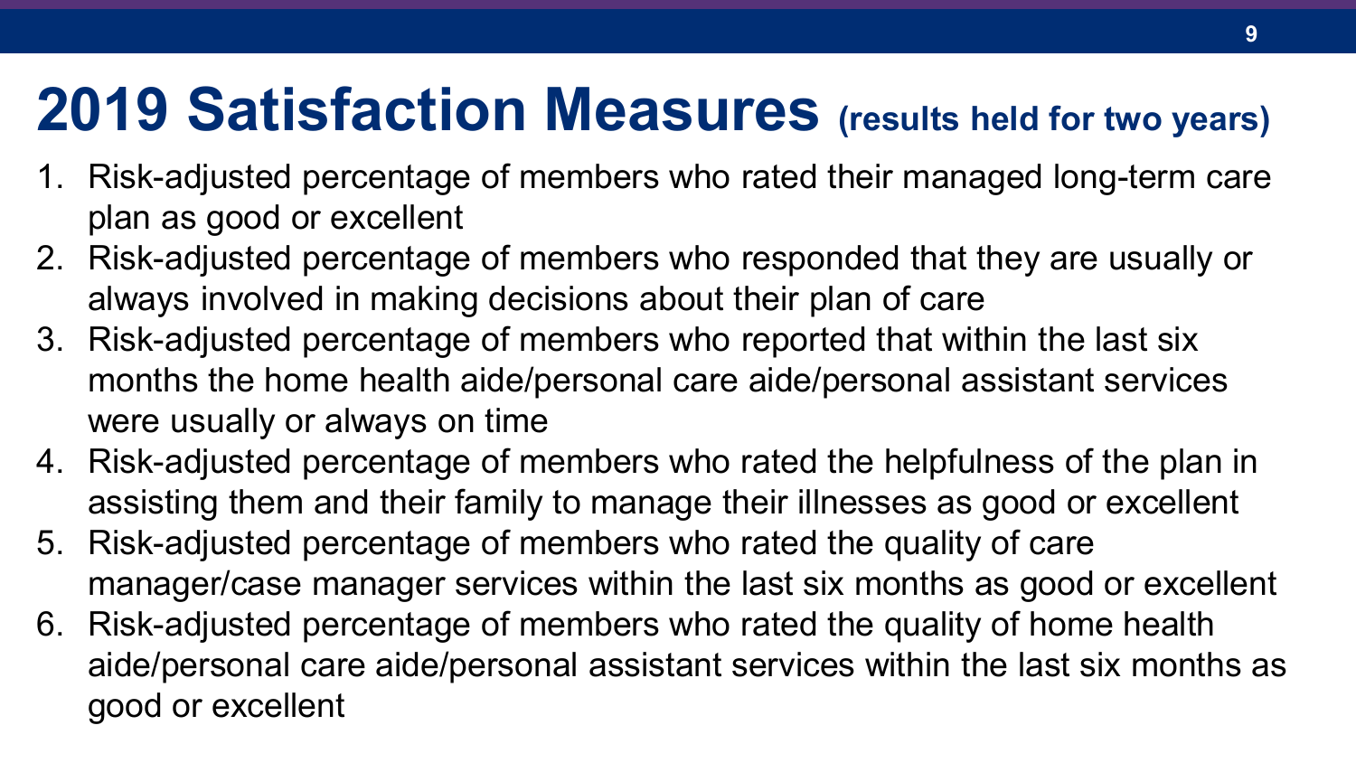# 2019 Satisfaction Measures (results held for two years)

1. Risk-adjusted percentage of members who rated their managed long-term care plan as good or excellent
2. Risk-adjusted percentage of members who responded that they are usually or always involved in making decisions about their plan of care
3. Risk-adjusted percentage of members who reported that within the last six months the home health aide/personal care aide/personal assistant services were usually or always on time
4. Risk-adjusted percentage of members who rated the helpfulness of the plan in assisting them and their family to manage their illnesses as good or excellent
5. Risk-adjusted percentage of members who rated the quality of care manager/case manager services within the last six months as good or excellent
6. Risk-adjusted percentage of members who rated the quality of home health aide/personal care aide/personal assistant services within the last six months as good or excellent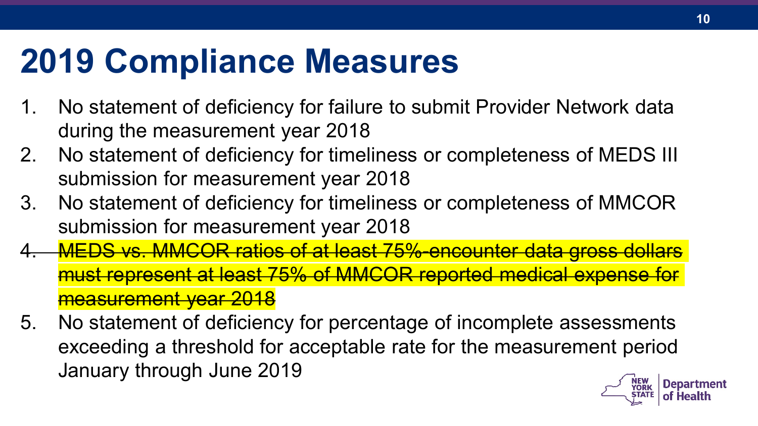# 2019 Compliance Measures

1. No statement of deficiency for failure to submit Provider Network data during the measurement year 2018
2. No statement of deficiency for timeliness or completeness of MEDS III submission for measurement year 2018
3. No statement of deficiency for timeliness or completeness of MMCOR submission for measurement year 2018
4. ~~MEDS vs. MMCOR ratios of at least 75%-encounter data gross dollars must represent at least 75% of MMCOR reported medical expense for measurement year 2018~~
5. No statement of deficiency for percentage of incomplete assessments exceeding a threshold for acceptable rate for the measurement period January through June 2019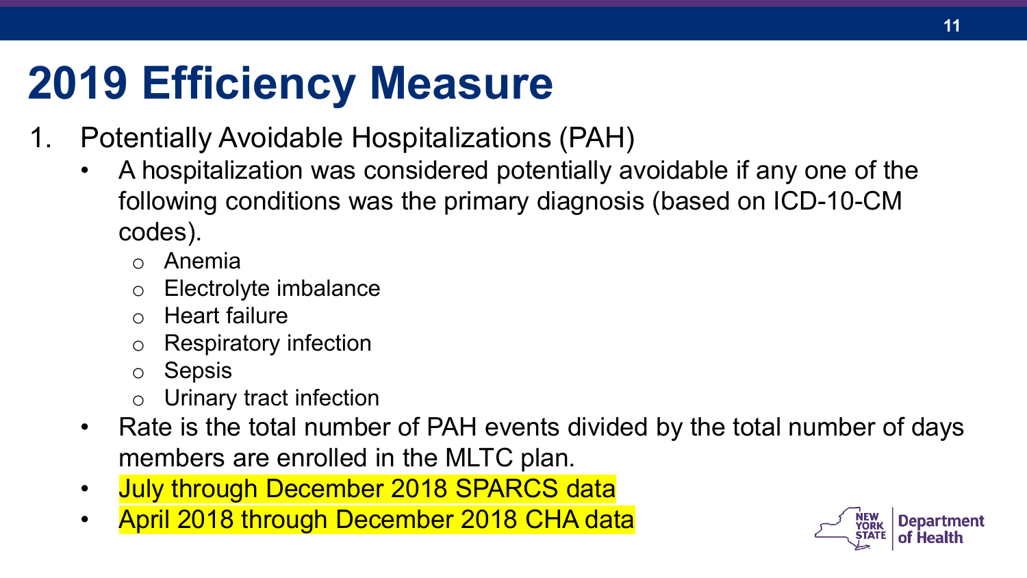# 2019 Efficiency Measure

1. Potentially Avoidable Hospitalizations (PAH)
   - A hospitalization was considered potentially avoidable if any one of the following conditions was the primary diagnosis (based on ICD-10-CM codes).
     - Anemia
     - Electrolyte imbalance
     - Heart failure
     - Respiratory infection
     - Sepsis
     - Urinary tract infection
   - Rate is the total number of PAH events divided by the total number of days members are enrolled in the MLTC plan.
   - July through December 2018 SPARCS data
   - April 2018 through December 2018 CHA data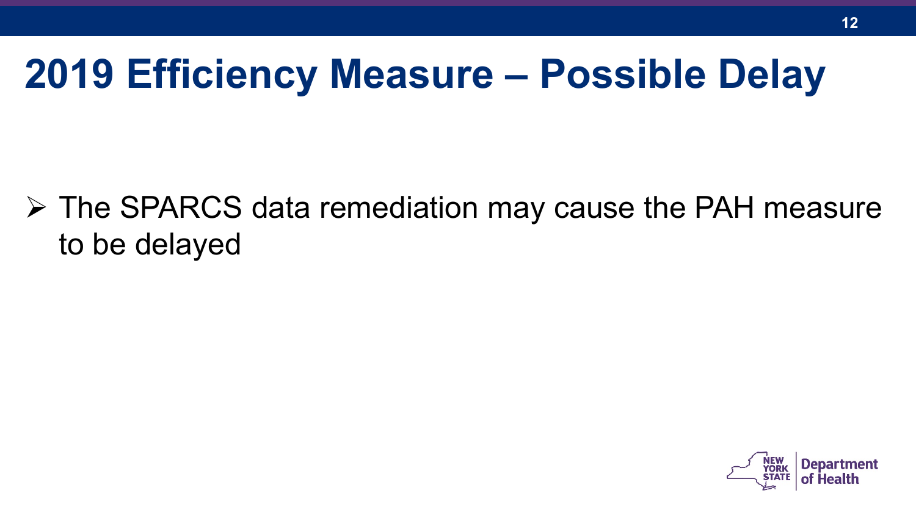# 2019 Efficiency Measure – Possible Delay

- The SPARCS data remediation may cause the PAH measure to be delayed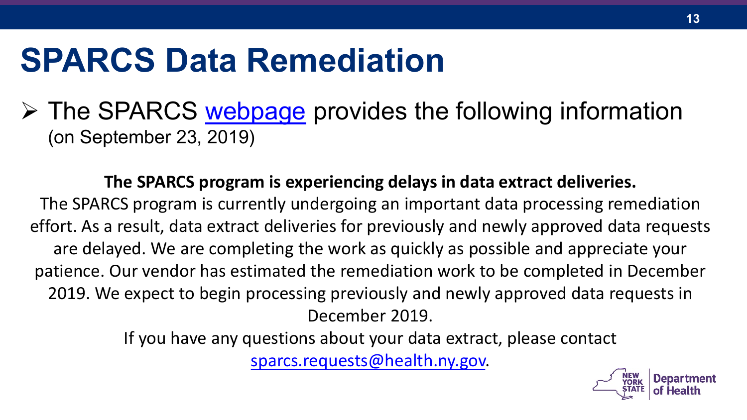# SPARCS Data Remediation

- The SPARCS [webpage](webpage) provides the following information (on September 23, 2019)

**The SPARCS program is experiencing delays in data extract deliveries.**

The SPARCS program is currently undergoing an important data processing remediation effort. As a result, data extract deliveries for previously and newly approved data requests are delayed. We are completing the work as quickly as possible and appreciate your patience. Our vendor has estimated the remediation work to be completed in December 2019. We expect to begin processing previously and newly approved data requests in December 2019.

If you have any questions about your data extract, please contact [sparcs.requests@health.ny.gov](mailto:sparcs.requests@health.ny.gov).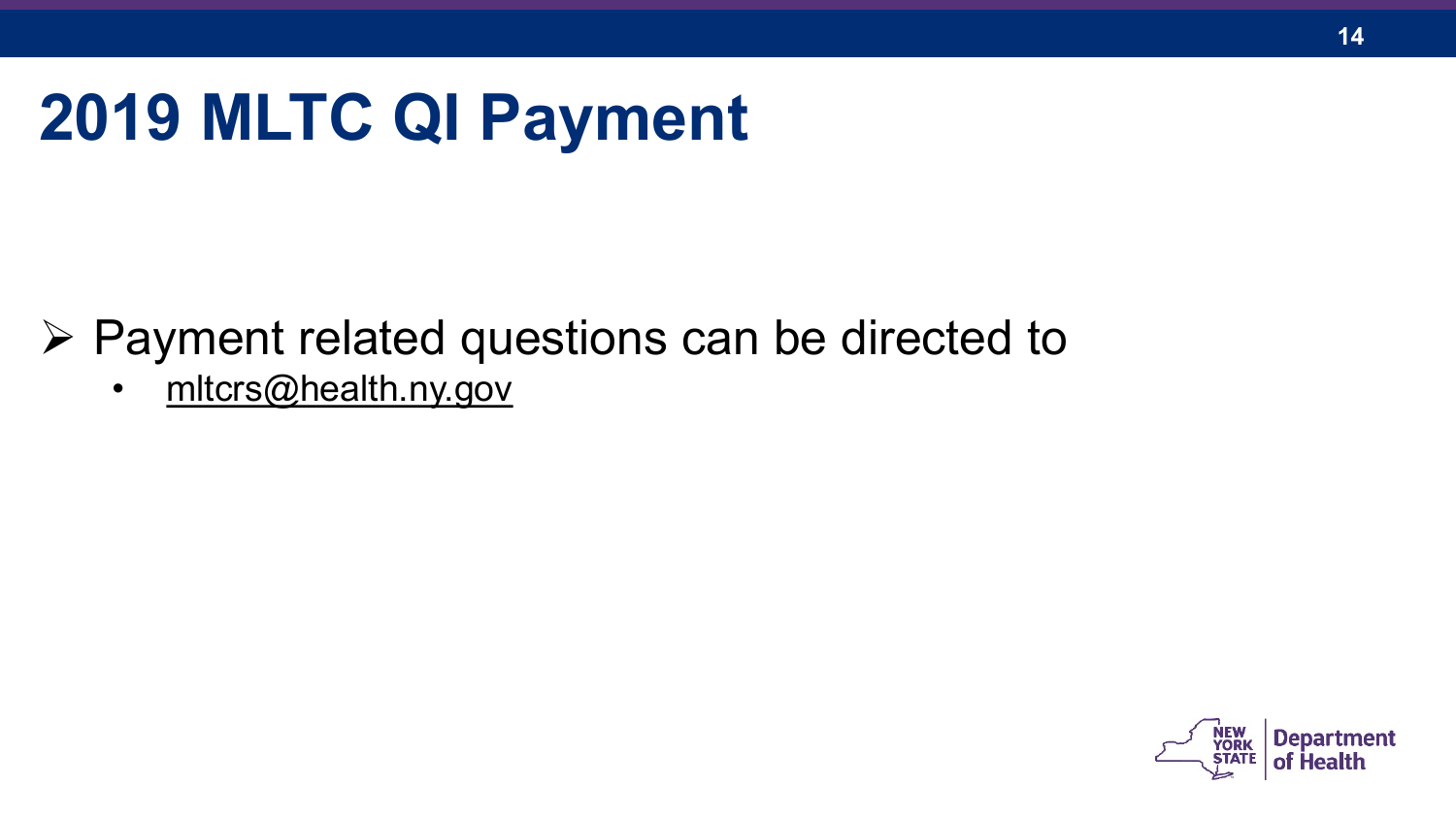# 2019 MLTC QI Payment

- Payment related questions can be directed to
  - mltcrs@health.ny.gov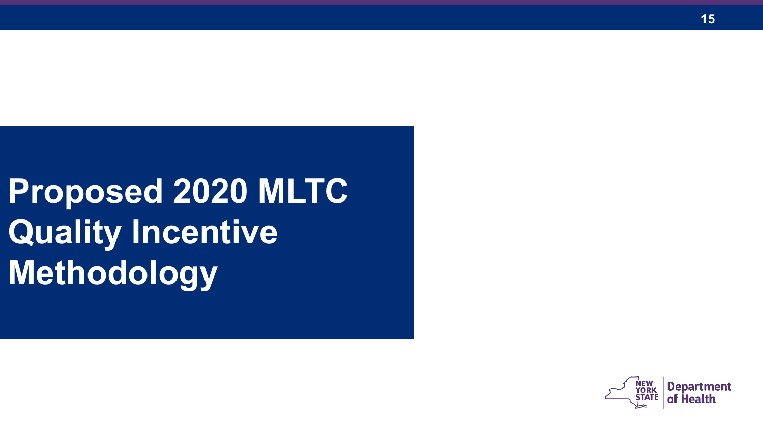# Proposed 2020 MLTC Quality Incentive Methodology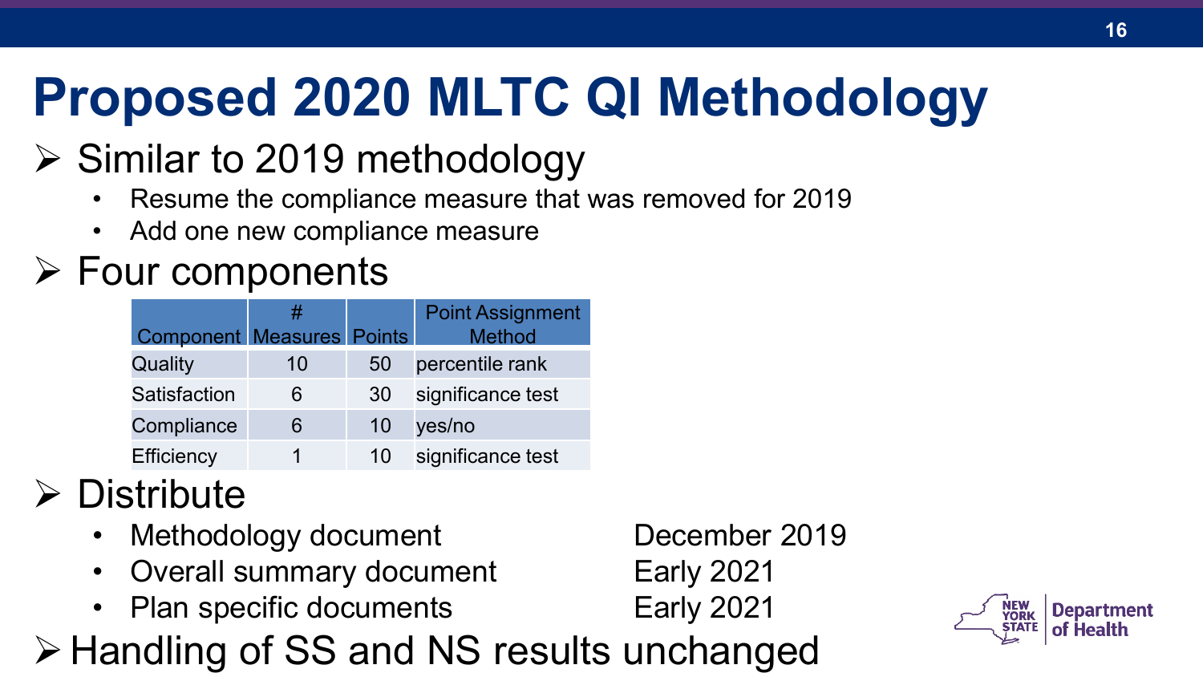# Proposed 2020 MLTC QI Methodology

- Similar to 2019 methodology
  - Resume the compliance measure that was removed for 2019
  - Add one new compliance measure
- Four components

| Component | # Measures | Points | Point Assignment Method |
|---|---|---|---|
| Quality | 10 | 50 | percentile rank |
| Satisfaction | 6 | 30 | significance test |
| Compliance | 6 | 10 | yes/no |
| Efficiency | 1 | 10 | significance test |

- Distribute
  - Methodology document — December 2019
  - Overall summary document — Early 2021
  - Plan specific documents — Early 2021
- Handling of SS and NS results unchanged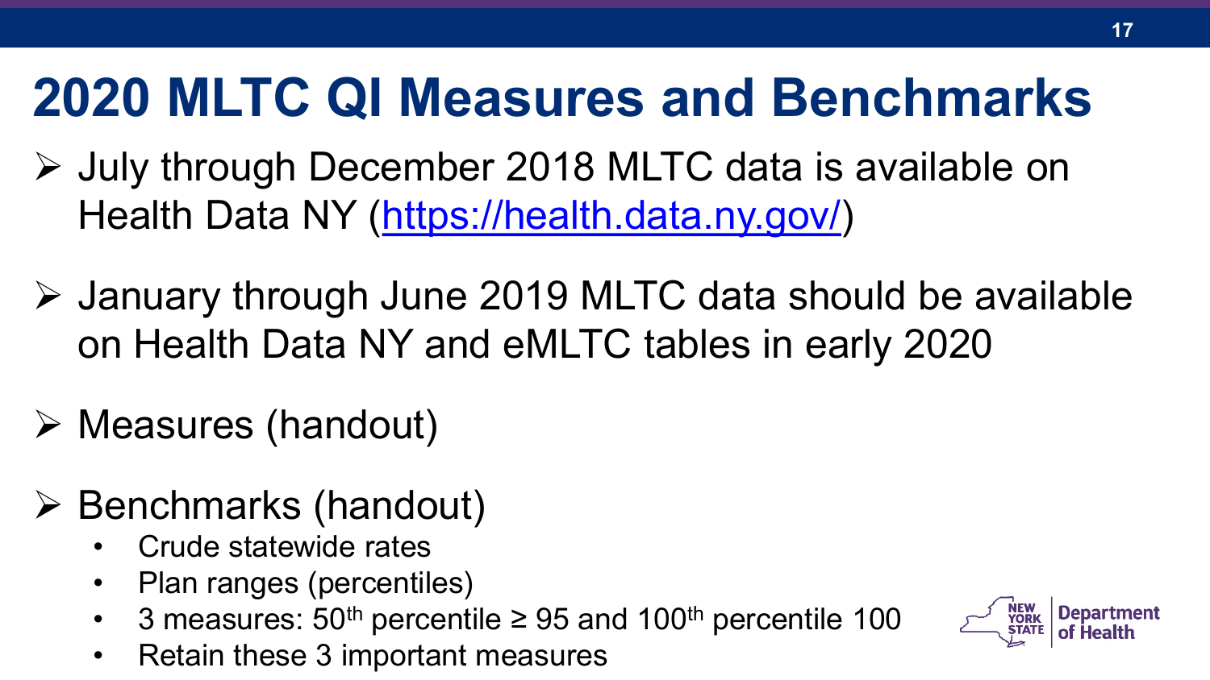# 2020 MLTC QI Measures and Benchmarks

- July through December 2018 MLTC data is available on Health Data NY (https://health.data.ny.gov/)
- January through June 2019 MLTC data should be available on Health Data NY and eMLTC tables in early 2020
- Measures (handout)
- Benchmarks (handout)
  - Crude statewide rates
  - Plan ranges (percentiles)
  - 3 measures: 50th percentile ≥ 95 and 100th percentile 100
  - Retain these 3 important measures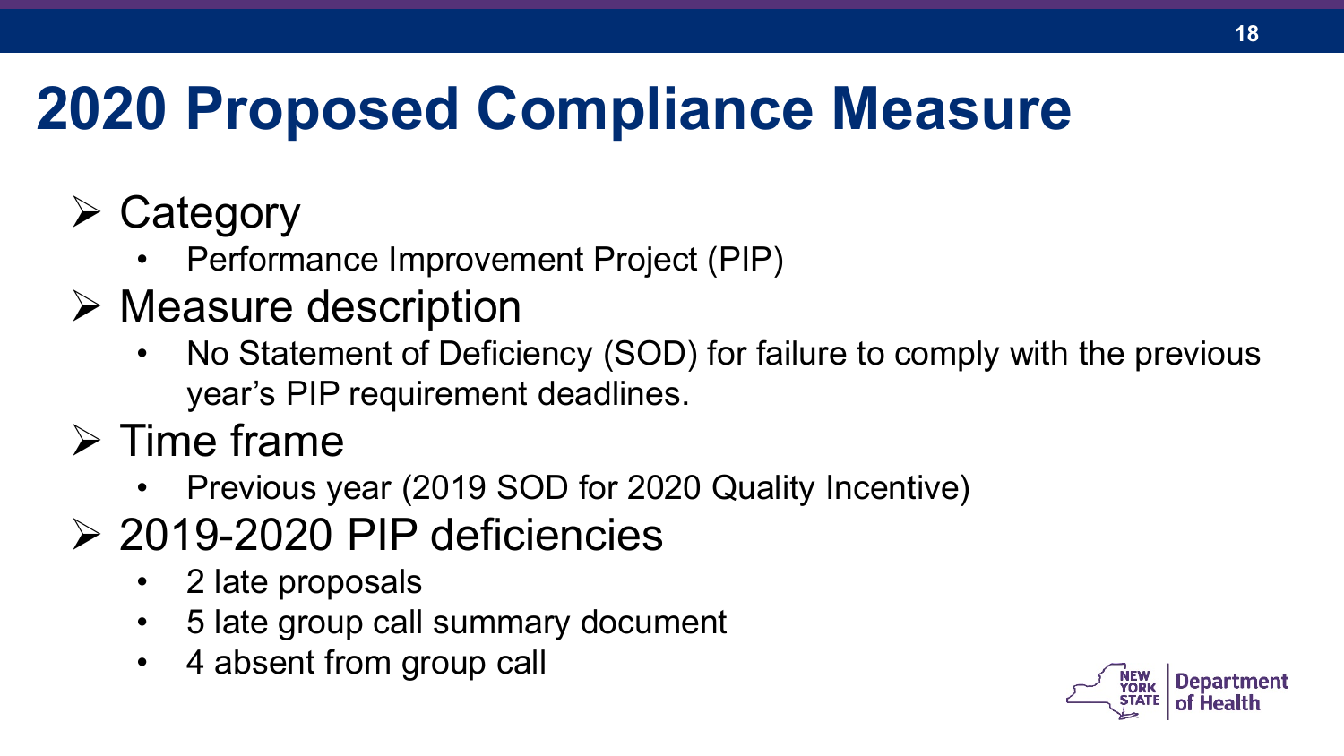# 2020 Proposed Compliance Measure

- Category
  - Performance Improvement Project (PIP)
- Measure description
  - No Statement of Deficiency (SOD) for failure to comply with the previous year's PIP requirement deadlines.
- Time frame
  - Previous year (2019 SOD for 2020 Quality Incentive)
- 2019-2020 PIP deficiencies
  - 2 late proposals
  - 5 late group call summary document
  - 4 absent from group call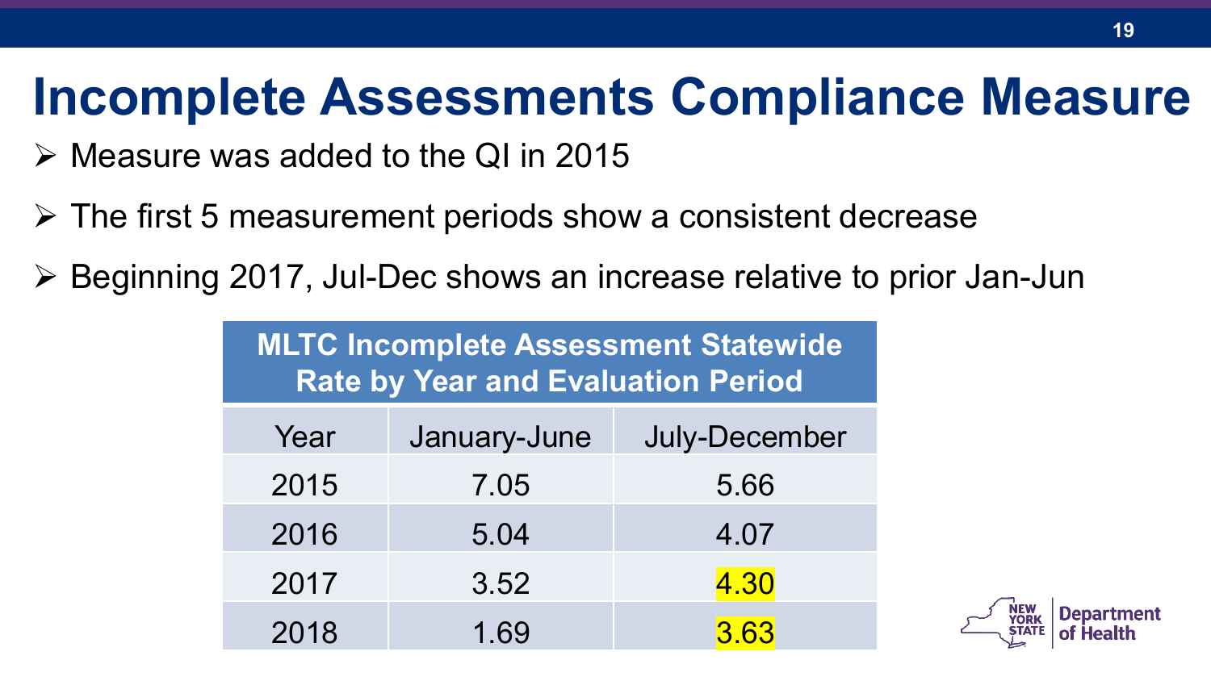# Incomplete Assessments Compliance Measure

- Measure was added to the QI in 2015
- The first 5 measurement periods show a consistent decrease
- Beginning 2017, Jul-Dec shows an increase relative to prior Jan-Jun

**MLTC Incomplete Assessment Statewide Rate by Year and Evaluation Period**

| Year | January-June | July-December |
|---|---|---|
| 2015 | 7.05 | 5.66 |
| 2016 | 5.04 | 4.07 |
| 2017 | 3.52 | 4.30 |
| 2018 | 1.69 | 3.63 |

NEW YORK STATE | Department of Health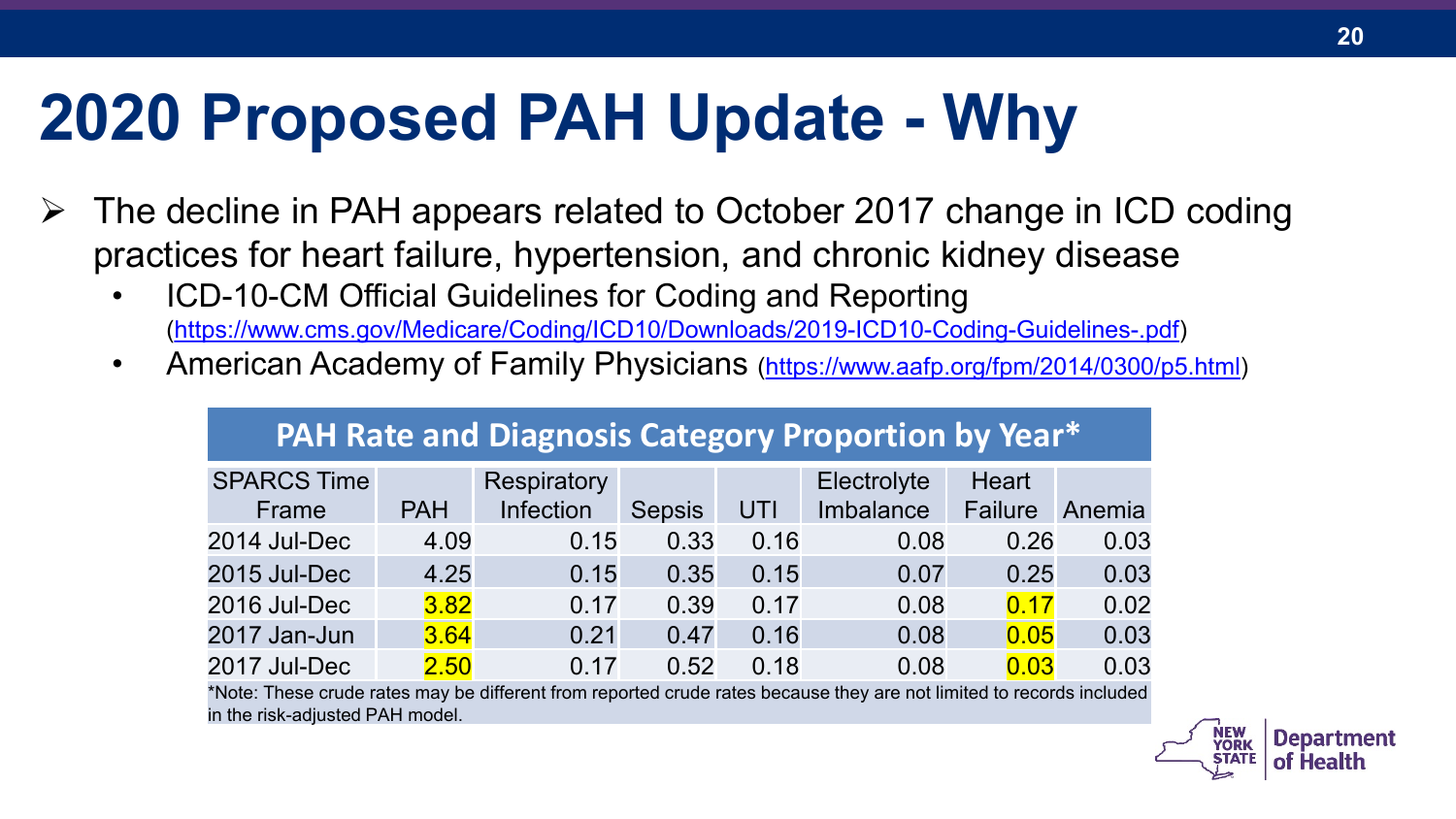# 2020 Proposed PAH Update - Why

- The decline in PAH appears related to October 2017 change in ICD coding practices for heart failure, hypertension, and chronic kidney disease
  - ICD-10-CM Official Guidelines for Coding and Reporting (https://www.cms.gov/Medicare/Coding/ICD10/Downloads/2019-ICD10-Coding-Guidelines-.pdf)
  - American Academy of Family Physicians (https://www.aafp.org/fpm/2014/0300/p5.html)

**PAH Rate and Diagnosis Category Proportion by Year***

| SPARCS Time Frame | PAH | Respiratory Infection | Sepsis | UTI | Electrolyte Imbalance | Heart Failure | Anemia |
|---|---|---|---|---|---|---|---|
| 2014 Jul-Dec | 4.09 | 0.15 | 0.33 | 0.16 | 0.08 | 0.26 | 0.03 |
| 2015 Jul-Dec | 4.25 | 0.15 | 0.35 | 0.15 | 0.07 | 0.25 | 0.03 |
| 2016 Jul-Dec | 3.82 | 0.17 | 0.39 | 0.17 | 0.08 | 0.17 | 0.02 |
| 2017 Jan-Jun | 3.64 | 0.21 | 0.47 | 0.16 | 0.08 | 0.05 | 0.03 |
| 2017 Jul-Dec | 2.50 | 0.17 | 0.52 | 0.18 | 0.08 | 0.03 | 0.03 |

*Note: These crude rates may be different from reported crude rates because they are not limited to records included in the risk-adjusted PAH model.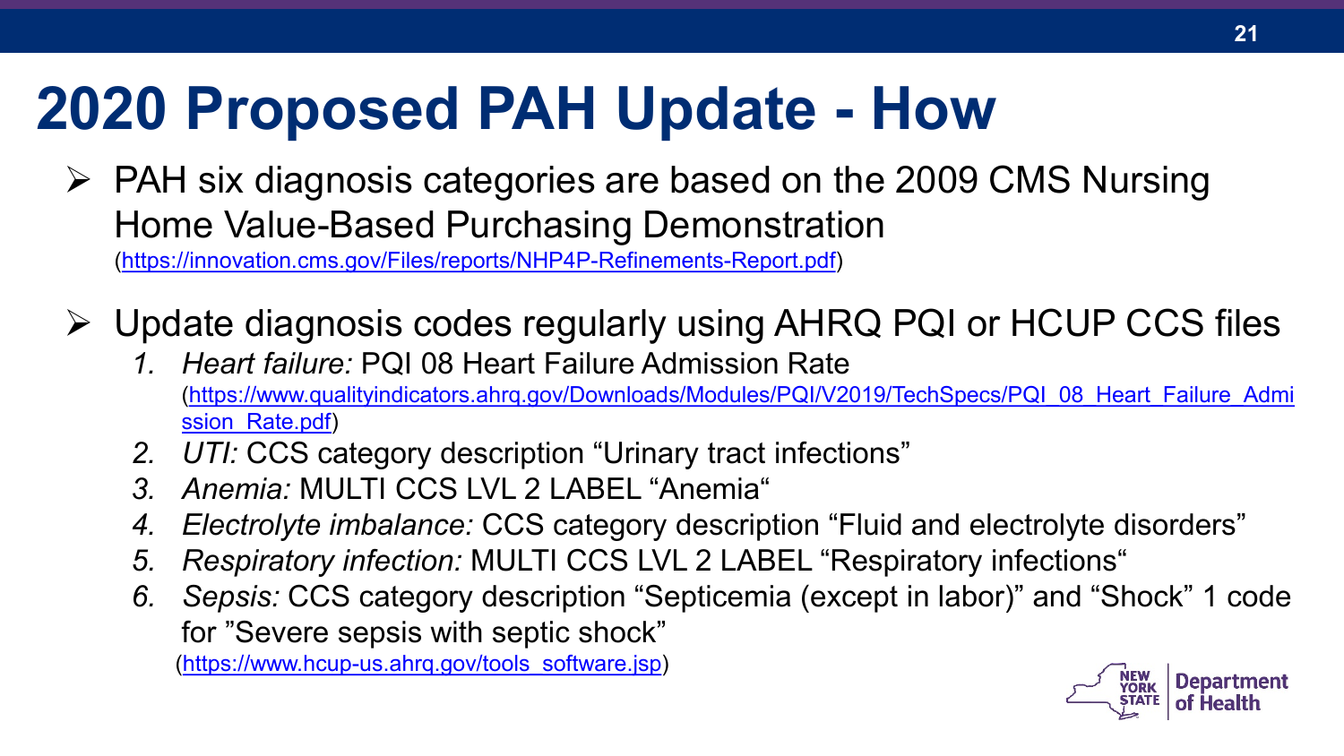# 2020 Proposed PAH Update - How

- PAH six diagnosis categories are based on the 2009 CMS Nursing Home Value-Based Purchasing Demonstration (https://innovation.cms.gov/Files/reports/NHP4P-Refinements-Report.pdf)
- Update diagnosis codes regularly using AHRQ PQI or HCUP CCS files
  1. *Heart failure:* PQI 08 Heart Failure Admission Rate (https://www.qualityindicators.ahrq.gov/Downloads/Modules/PQI/V2019/TechSpecs/PQI_08_Heart_Failure_Admission_Rate.pdf)
  2. *UTI:* CCS category description "Urinary tract infections"
  3. *Anemia:* MULTI CCS LVL 2 LABEL "Anemia"
  4. *Electrolyte imbalance:* CCS category description "Fluid and electrolyte disorders"
  5. *Respiratory infection:* MULTI CCS LVL 2 LABEL "Respiratory infections"
  6. *Sepsis:* CCS category description "Septicemia (except in labor)" and "Shock" 1 code for "Severe sepsis with septic shock" (https://www.hcup-us.ahrq.gov/tools_software.jsp)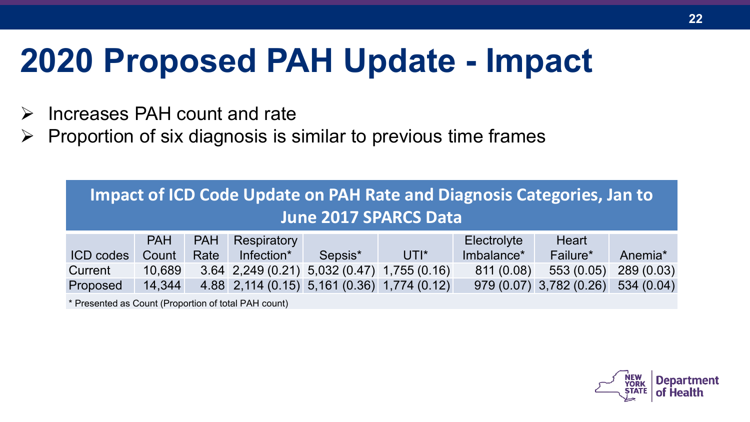# 2020 Proposed PAH Update - Impact

- Increases PAH count and rate
- Proportion of six diagnosis is similar to previous time frames

**Impact of ICD Code Update on PAH Rate and Diagnosis Categories, Jan to June 2017 SPARCS Data**

| ICD codes | PAH Count | PAH Rate | Respiratory Infection* | Sepsis* | UTI* | Electrolyte Imbalance* | Heart Failure* | Anemia* |
|---|---|---|---|---|---|---|---|---|
| Current | 10,689 | 3.64 | 2,249 (0.21) | 5,032 (0.47) | 1,755 (0.16) | 811 (0.08) | 553 (0.05) | 289 (0.03) |
| Proposed | 14,344 | 4.88 | 2,114 (0.15) | 5,161 (0.36) | 1,774 (0.12) | 979 (0.07) | 3,782 (0.26) | 534 (0.04) |

* Presented as Count (Proportion of total PAH count)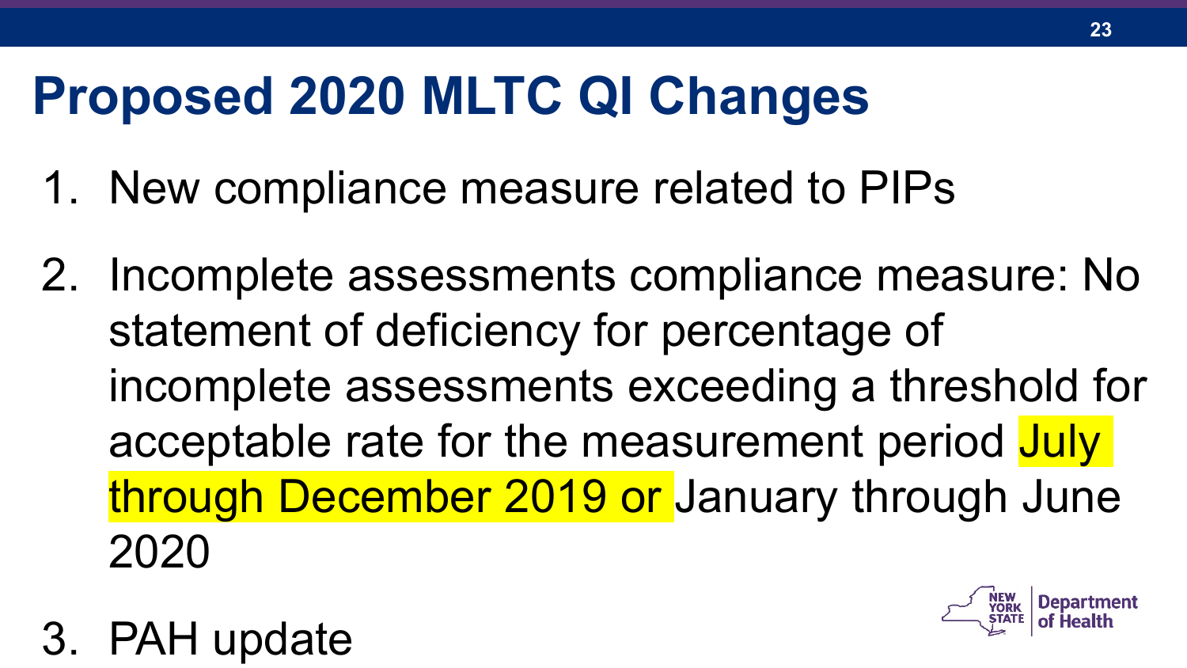# Proposed 2020 MLTC QI Changes

1. New compliance measure related to PIPs
2. Incomplete assessments compliance measure: No statement of deficiency for percentage of incomplete assessments exceeding a threshold for acceptable rate for the measurement period July through December 2019 or January through June 2020
3. PAH update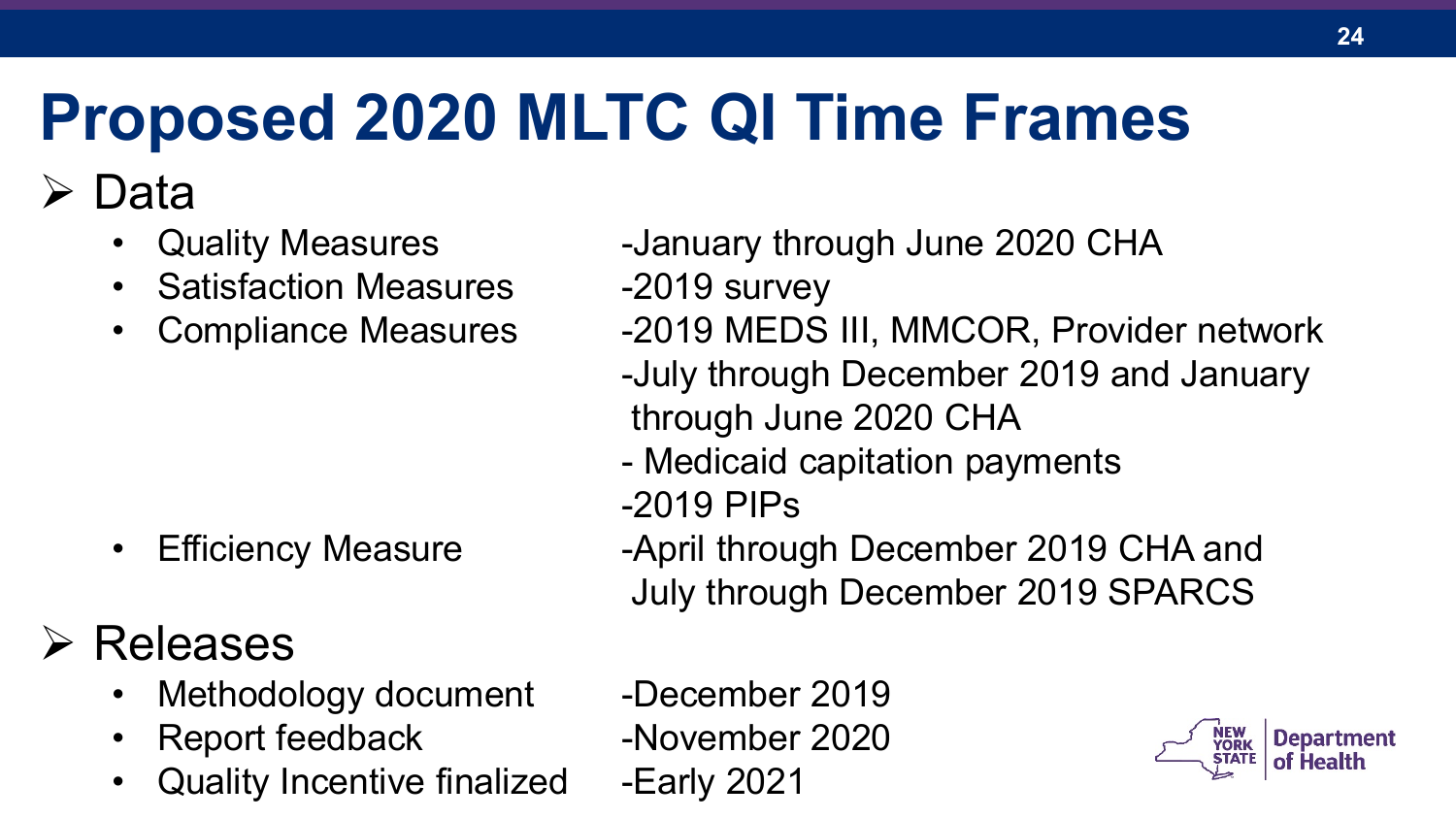# Proposed 2020 MLTC QI Time Frames

- Data
  - Quality Measures -January through June 2020 CHA
  - Satisfaction Measures -2019 survey
  - Compliance Measures
    - -2019 MEDS III, MMCOR, Provider network
    - -July through December 2019 and January through June 2020 CHA
    - - Medicaid capitation payments
    - -2019 PIPs
  - Efficiency Measure -April through December 2019 CHA and July through December 2019 SPARCS
- Releases
  - Methodology document -December 2019
  - Report feedback -November 2020
  - Quality Incentive finalized -Early 2021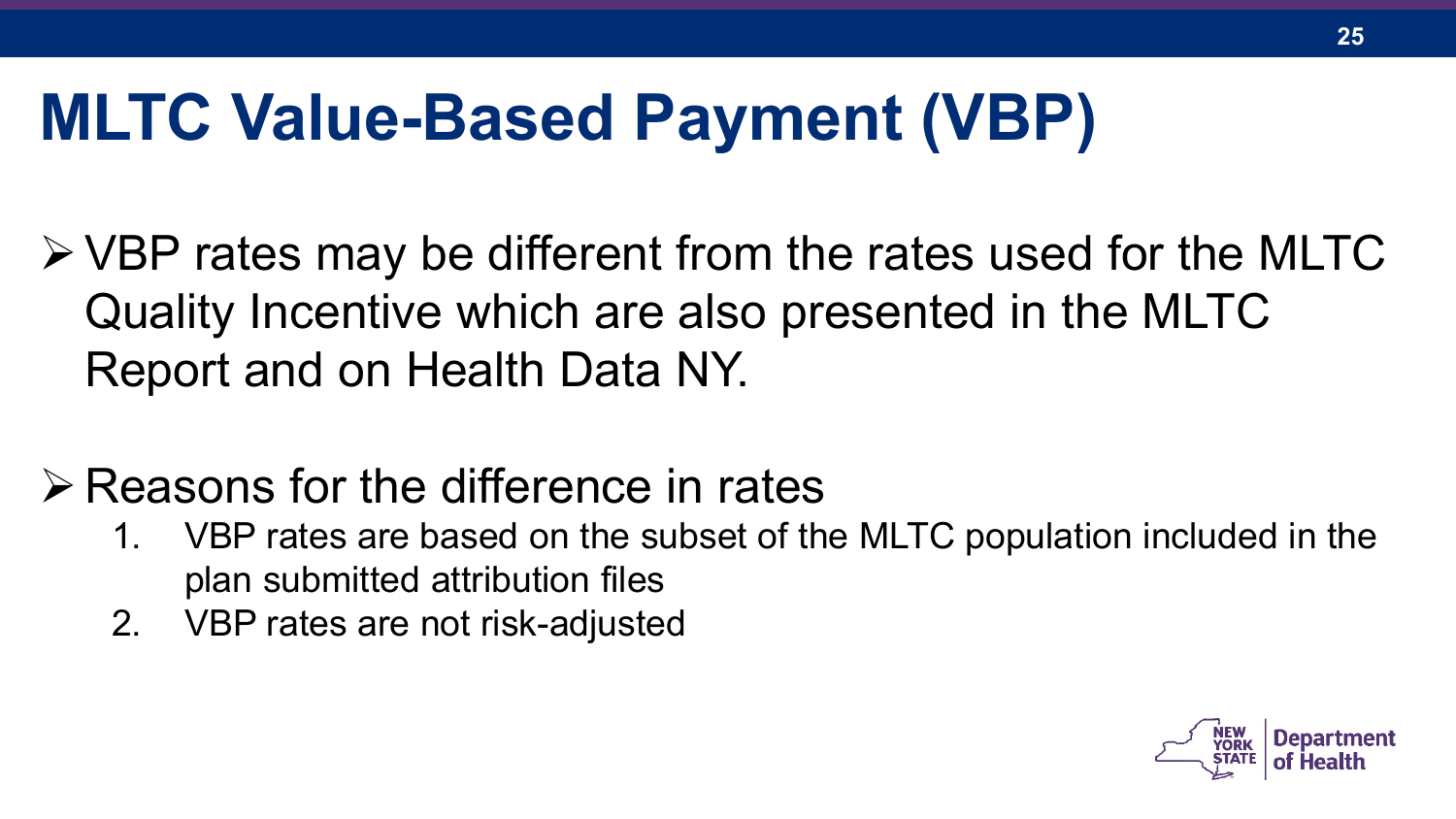# MLTC Value-Based Payment (VBP)

- VBP rates may be different from the rates used for the MLTC Quality Incentive which are also presented in the MLTC Report and on Health Data NY.

- Reasons for the difference in rates
  1. VBP rates are based on the subset of the MLTC population included in the plan submitted attribution files
  2. VBP rates are not risk-adjusted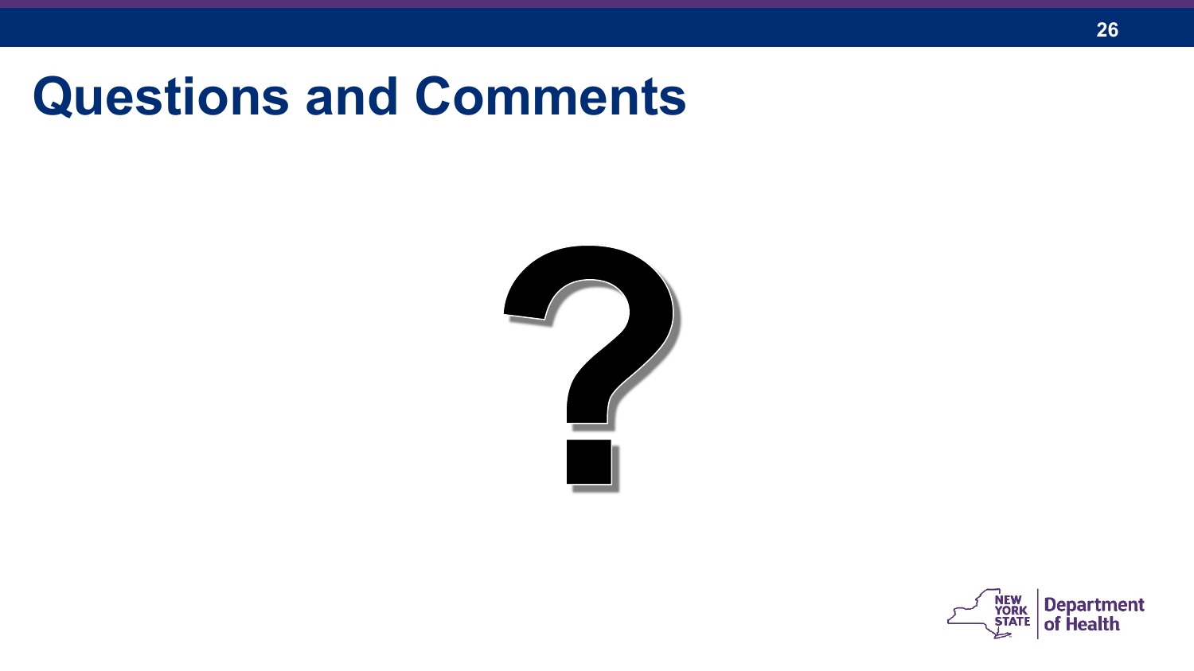# Questions and Comments

?